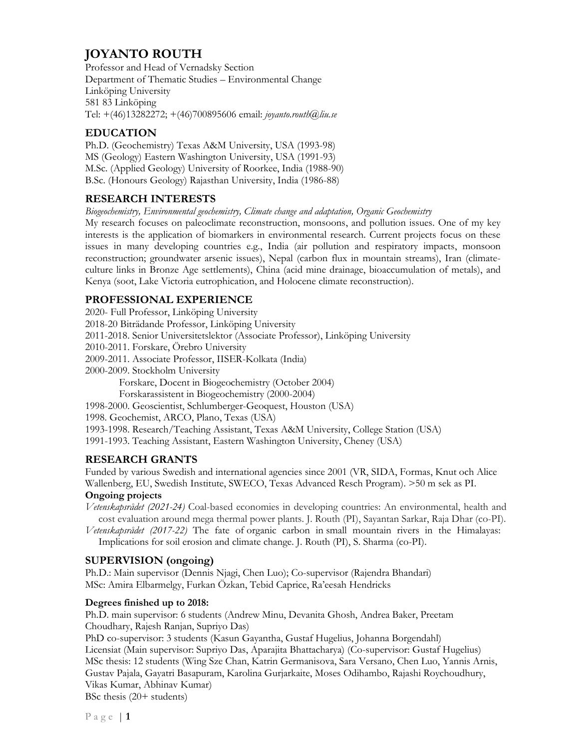# JOYANTO ROUTH

Professor and Head of Vernadsky Section
Department of Thematic Studies – Environmental Change
Linköping University
581 83 Linköping
Tel: +(46)13282272; +(46)700895606 email: *joyanto.routh@liu.se*

## EDUCATION

Ph.D. (Geochemistry) Texas A&M University, USA (1993-98)
MS (Geology) Eastern Washington University, USA (1991-93)
M.Sc. (Applied Geology) University of Roorkee, India (1988-90)
B.Sc. (Honours Geology) Rajasthan University, India (1986-88)

## RESEARCH INTERESTS

*Biogeochemistry, Environmental geochemistry, Climate change and adaptation, Organic Geochemistry*

My research focuses on paleoclimate reconstruction, monsoons, and pollution issues. One of my key interests is the application of biomarkers in environmental research. Current projects focus on these issues in many developing countries e.g., India (air pollution and respiratory impacts, monsoon reconstruction; groundwater arsenic issues), Nepal (carbon flux in mountain streams), Iran (climate-culture links in Bronze Age settlements), China (acid mine drainage, bioaccumulation of metals), and Kenya (soot, Lake Victoria eutrophication, and Holocene climate reconstruction).

## PROFESSIONAL EXPERIENCE

2020- Full Professor, Linköping University
2018-20 Biträdande Professor, Linköping University
2011-2018. Senior Universitetslektor (Associate Professor), Linköping University
2010-2011. Forskare, Örebro University
2009-2011. Associate Professor, IISER-Kolkata (India)
2000-2009. Stockholm University
- Forskare, Docent in Biogeochemistry (October 2004)
- Forskarassistent in Biogeochemistry (2000-2004)

1998-2000. Geoscientist, Schlumberger-Geoquest, Houston (USA)
1998. Geochemist, ARCO, Plano, Texas (USA)
1993-1998. Research/Teaching Assistant, Texas A&M University, College Station (USA)
1991-1993. Teaching Assistant, Eastern Washington University, Cheney (USA)

## RESEARCH GRANTS

Funded by various Swedish and international agencies since 2001 (VR, SIDA, Formas, Knut och Alice Wallenberg, EU, Swedish Institute, SWECO, Texas Advanced Resch Program). >50 m sek as PI.

**Ongoing projects**

*Vetenskapsrådet (2021-24)* Coal-based economies in developing countries: An environmental, health and cost evaluation around mega thermal power plants. J. Routh (PI), Sayantan Sarkar, Raja Dhar (co-PI).

*Vetenskapsrådet (2017-22)* The fate of organic carbon in small mountain rivers in the Himalayas: Implications for soil erosion and climate change. J. Routh (PI), S. Sharma (co-PI).

## SUPERVISION (ongoing)

Ph.D.: Main supervisor (Dennis Njagi, Chen Luo); Co-supervisor (Rajendra Bhandari)
MSc: Amira Elbarmelgy, Furkan Özkan, Tebid Caprice, Ra'eesah Hendricks

**Degrees finished up to 2018:**

Ph.D. main supervisor: 6 students (Andrew Minu, Devanita Ghosh, Andrea Baker, Preetam Choudhary, Rajesh Ranjan, Supriyo Das)
PhD co-supervisor: 3 students (Kasun Gayantha, Gustaf Hugelius, Johanna Borgendahl)
Licensiat (Main supervisor: Supriyo Das, Aparajita Bhattacharya) (Co-supervisor: Gustaf Hugelius)
MSc thesis: 12 students (Wing Sze Chan, Katrin Germanisova, Sara Versano, Chen Luo, Yannis Arnis, Gustav Pajala, Gayatri Basapuram, Karolina Gurjarkaite, Moses Odihambo, Rajashi Roychoudhury, Vikas Kumar, Abhinav Kumar)
BSc thesis (20+ students)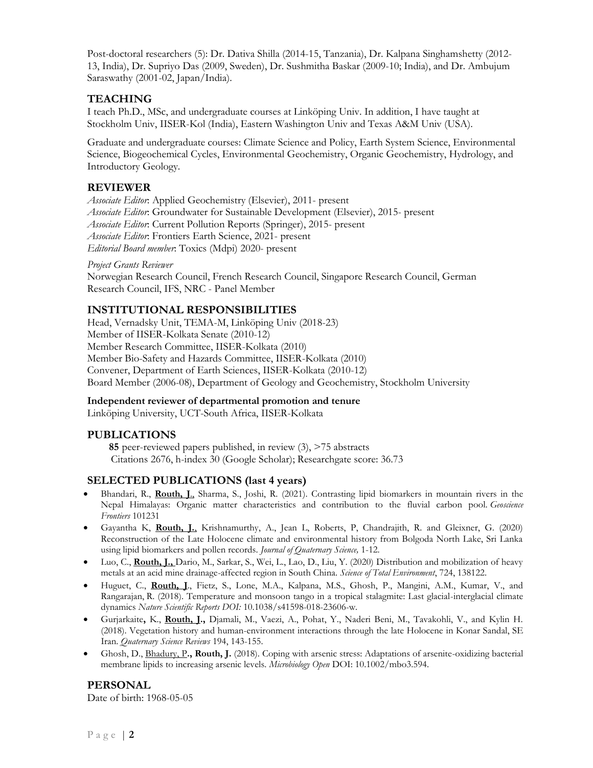Post-doctoral researchers (5): Dr. Dativa Shilla (2014-15, Tanzania), Dr. Kalpana Singhamshetty (2012-13, India), Dr. Supriyo Das (2009, Sweden), Dr. Sushmitha Baskar (2009-10; India), and Dr. Ambujum Saraswathy (2001-02, Japan/India).

## TEACHING

I teach Ph.D., MSc, and undergraduate courses at Linköping Univ. In addition, I have taught at Stockholm Univ, IISER-Kol (India), Eastern Washington Univ and Texas A&M Univ (USA).

Graduate and undergraduate courses: Climate Science and Policy, Earth System Science, Environmental Science, Biogeochemical Cycles, Environmental Geochemistry, Organic Geochemistry, Hydrology, and Introductory Geology.

## REVIEWER

*Associate Editor*: Applied Geochemistry (Elsevier), 2011- present
*Associate Editor*: Groundwater for Sustainable Development (Elsevier), 2015- present
*Associate Editor*: Current Pollution Reports (Springer), 2015- present
*Associate Editor*: Frontiers Earth Science, 2021- present
*Editorial Board member*: Toxics (Mdpi) 2020- present

*Project Grants Reviewer*
Norwegian Research Council, French Research Council, Singapore Research Council, German Research Council, IFS, NRC - Panel Member

## INSTITUTIONAL RESPONSIBILITIES

Head, Vernadsky Unit, TEMA-M, Linköping Univ (2018-23)
Member of IISER-Kolkata Senate (2010-12)
Member Research Committee, IISER-Kolkata (2010)
Member Bio-Safety and Hazards Committee, IISER-Kolkata (2010)
Convener, Department of Earth Sciences, IISER-Kolkata (2010-12)
Board Member (2006-08), Department of Geology and Geochemistry, Stockholm University

**Independent reviewer of departmental promotion and tenure**
Linköping University, UCT-South Africa, IISER-Kolkata

## PUBLICATIONS

**85** peer-reviewed papers published, in review (3), >75 abstracts
Citations 2676, h-index 30 (Google Scholar); Researchgate score: 36.73

## SELECTED PUBLICATIONS (last 4 years)

- Bhandari, R., **Routh, J.**, Sharma, S., Joshi, R. (2021). Contrasting lipid biomarkers in mountain rivers in the Nepal Himalayas: Organic matter characteristics and contribution to the fluvial carbon pool. *Geoscience Frontiers* 101231
- Gayantha K, **Routh, J.**, Krishnamurthy, A., Jean L, Roberts, P, Chandrajith, R. and Gleixner, G. (2020) Reconstruction of the Late Holocene climate and environmental history from Bolgoda North Lake, Sri Lanka using lipid biomarkers and pollen records. *Journal of Quaternary Science,* 1-12.
- Luo, C., **Routh, J.,** Dario, M., Sarkar, S., Wei, L., Lao, D., Liu, Y. (2020) Distribution and mobilization of heavy metals at an acid mine drainage-affected region in South China. *Science of Total Environment*, 724, 138122.
- Huguet, C., **Routh, J**., Fietz, S., Lone, M.A., Kalpana, M.S., Ghosh, P., Mangini, A.M., Kumar, V., and Rangarajan, R. (2018). Temperature and monsoon tango in a tropical stalagmite: Last glacial-interglacial climate dynamics *Nature Scientific Reports DOI:* 10.1038/s41598-018-23606-w.
- Gurjarkaite**,** K., **Routh, J.,** Djamali, M., Vaezi, A., Pohat, Y., Naderi Beni, M., Tavakohli, V., and Kylin H. (2018). Vegetation history and human-environment interactions through the late Holocene in Konar Sandal, SE Iran. *Quaternary Science Reviews* 194, 143-155.
- Ghosh, D., Bhadury, P**., Routh, J.** (2018). Coping with arsenic stress: Adaptations of arsenite-oxidizing bacterial membrane lipids to increasing arsenic levels. *Microbiology Open* DOI: 10.1002/mbo3.594.

## PERSONAL

Date of birth: 1968-05-05